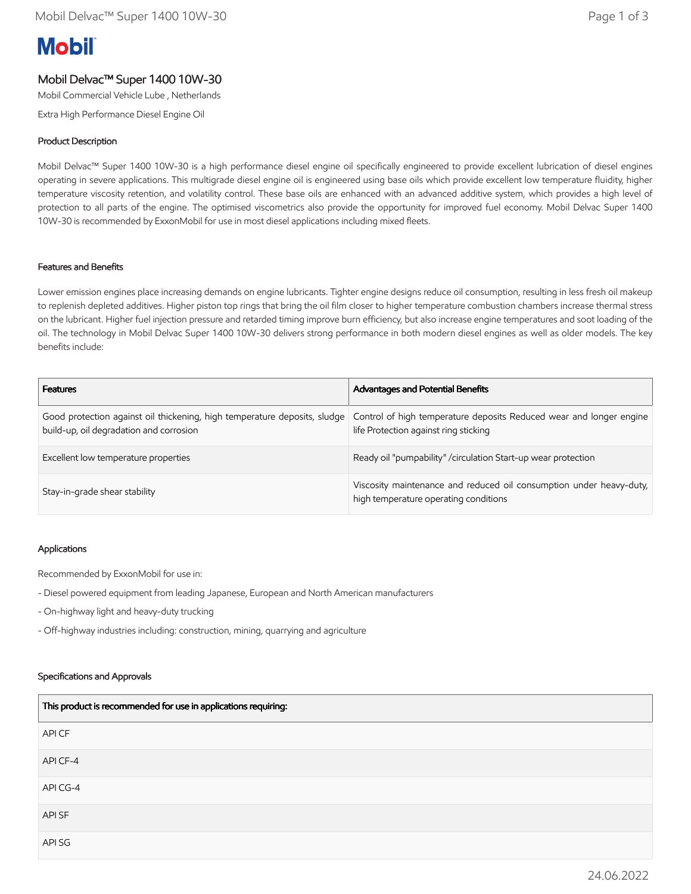Mobil

# Mobil Delvac™ Super 1400 10W-30

Mobil Commercial Vehicle Lube , Netherlands

Extra High Performance Diesel Engine Oil

## Product Description

Mobil Delvac™ Super 1400 10W-30 is a high performance diesel engine oil specifically engineered to provide excellent lubrication of diesel engines operating in severe applications. This multigrade diesel engine oil is engineered using base oils which provide excellent low temperature fluidity, higher temperature viscosity retention, and volatility control. These base oils are enhanced with an advanced additive system, which provides a high level of protection to all parts of the engine. The optimised viscometrics also provide the opportunity for improved fuel economy. Mobil Delvac Super 1400 10W-30 is recommended by ExxonMobil for use in most diesel applications including mixed fleets.

## Features and Benefits

Lower emission engines place increasing demands on engine lubricants. Tighter engine designs reduce oil consumption, resulting in less fresh oil makeup to replenish depleted additives. Higher piston top rings that bring the oil film closer to higher temperature combustion chambers increase thermal stress on the lubricant. Higher fuel injection pressure and retarded timing improve burn efficiency, but also increase engine temperatures and soot loading of the oil. The technology in Mobil Delvac Super 1400 10W-30 delivers strong performance in both modern diesel engines as well as older models. The key benefits include:

| Features | Advantages and Potential Benefits |
| --- | --- |
| Good protection against oil thickening, high temperature deposits, sludge build-up, oil degradation and corrosion | Control of high temperature deposits Reduced wear and longer engine life Protection against ring sticking |
| Excellent low temperature properties | Ready oil "pumpability" /circulation Start-up wear protection |
| Stay-in-grade shear stability | Viscosity maintenance and reduced oil consumption under heavy-duty, high temperature operating conditions |

## Applications

Recommended by ExxonMobil for use in:

- Diesel powered equipment from leading Japanese, European and North American manufacturers

- On-highway light and heavy-duty trucking

- Off-highway industries including: construction, mining, quarrying and agriculture

## Specifications and Approvals

| This product is recommended for use in applications requiring: |
| --- |
| API CF |
| API CF-4 |
| API CG-4 |
| API SF |
| API SG |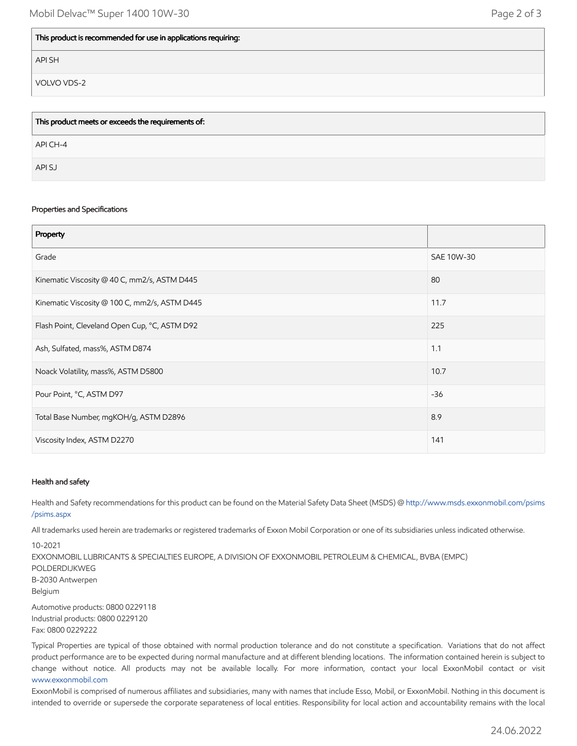| This product is recommended for use in applications requiring: |
| --- |
| API SH |
| VOLVO VDS-2 |

| This product meets or exceeds the requirements of: |
| --- |
| API CH-4 |
| API SJ |

### Properties and Specifications

| Property | |
| --- | --- |
| Grade | SAE 10W-30 |
| Kinematic Viscosity @ 40 C, mm2/s, ASTM D445 | 80 |
| Kinematic Viscosity @ 100 C, mm2/s, ASTM D445 | 11.7 |
| Flash Point, Cleveland Open Cup, °C, ASTM D92 | 225 |
| Ash, Sulfated, mass%, ASTM D874 | 1.1 |
| Noack Volatility, mass%, ASTM D5800 | 10.7 |
| Pour Point, °C, ASTM D97 | -36 |
| Total Base Number, mgKOH/g, ASTM D2896 | 8.9 |
| Viscosity Index, ASTM D2270 | 141 |

### Health and safety

Health and Safety recommendations for this product can be found on the Material Safety Data Sheet (MSDS) @ http://www.msds.exxonmobil.com/psims/psims.aspx

All trademarks used herein are trademarks or registered trademarks of Exxon Mobil Corporation or one of its subsidiaries unless indicated otherwise.

10-2021
EXXONMOBIL LUBRICANTS & SPECIALTIES EUROPE, A DIVISION OF EXXONMOBIL PETROLEUM & CHEMICAL, BVBA (EMPC)
POLDERDIJKWEG
B-2030 Antwerpen
Belgium

Automotive products: 0800 0229118
Industrial products: 0800 0229120
Fax: 0800 0229222

Typical Properties are typical of those obtained with normal production tolerance and do not constitute a specification. Variations that do not affect product performance are to be expected during normal manufacture and at different blending locations. The information contained herein is subject to change without notice. All products may not be available locally. For more information, contact your local ExxonMobil contact or visit www.exxonmobil.com

ExxonMobil is comprised of numerous affiliates and subsidiaries, many with names that include Esso, Mobil, or ExxonMobil. Nothing in this document is intended to override or supersede the corporate separateness of local entities. Responsibility for local action and accountability remains with the local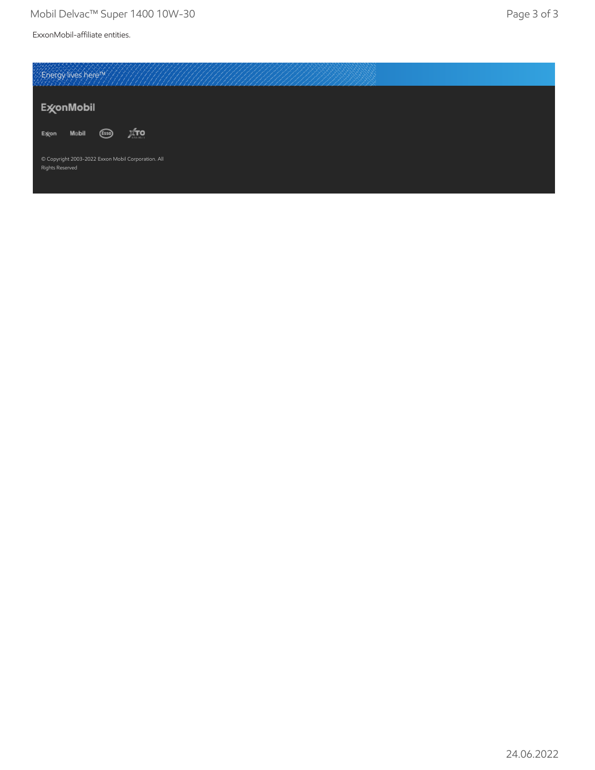ExxonMobil-affiliate entities.

Energy lives here™

ExxonMobil

Exxon Mobil Esso XTO

© Copyright 2003-2022 Exxon Mobil Corporation. All Rights Reserved